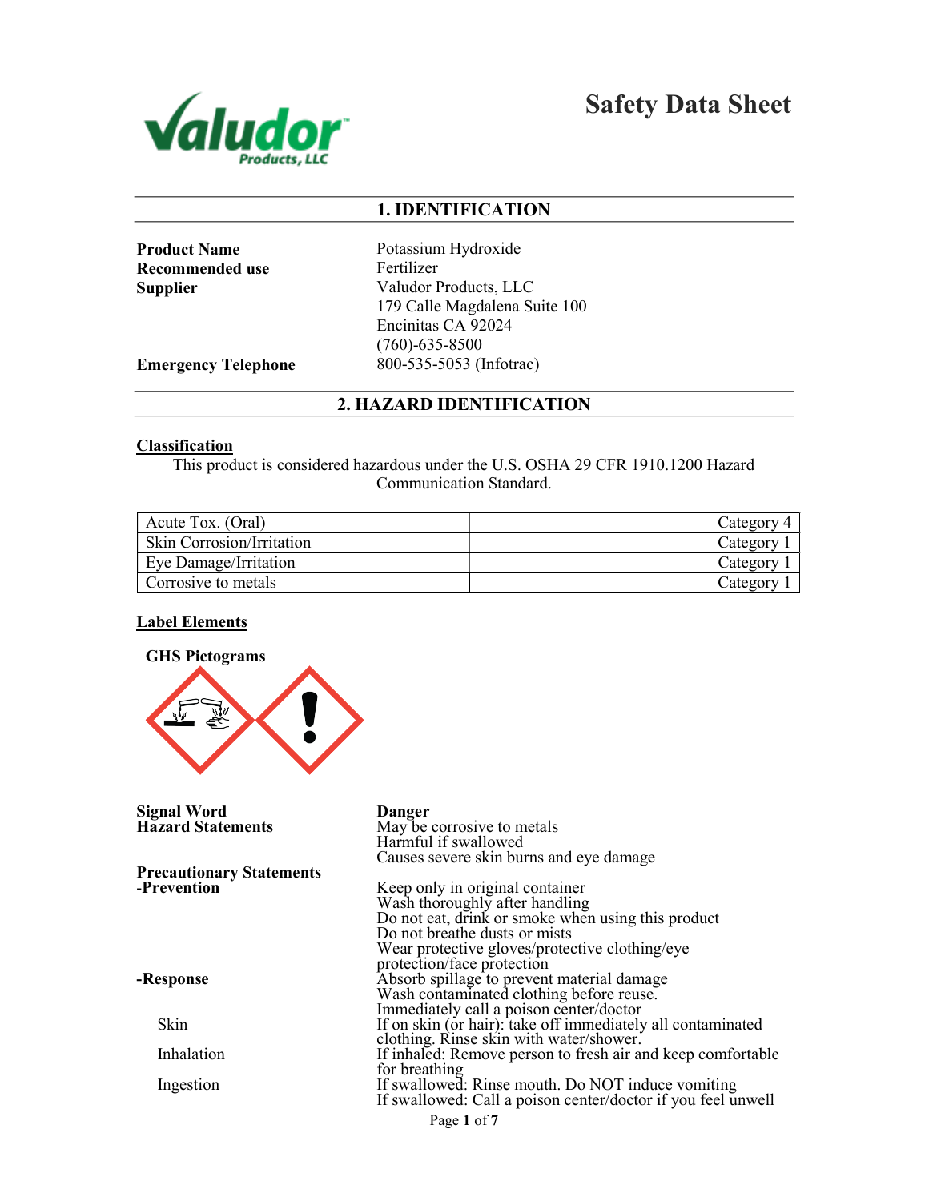# Safety Data Sheet

## 1. IDENTIFICATION

| | |
|---|---|
| **Product Name** | Potassium Hydroxide |
| **Recommended use** | Fertilizer |
| **Supplier** | Valudor Products, LLC<br>179 Calle Magdalena Suite 100<br>Encinitas CA 92024<br>(760)-635-8500 |
| **Emergency Telephone** | 800-535-5053 (Infotrac) |

## 2. HAZARD IDENTIFICATION

### Classification

This product is considered hazardous under the U.S. OSHA 29 CFR 1910.1200 Hazard Communication Standard.

| | |
|---|---|
| Acute Tox. (Oral) | Category 4 |
| Skin Corrosion/Irritation | Category 1 |
| Eye Damage/Irritation | Category 1 |
| Corrosive to metals | Category 1 |

### Label Elements

**GHS Pictograms**

**Signal Word** — **Danger**

**Hazard Statements**

May be corrosive to metals
Harmful if swallowed
Causes severe skin burns and eye damage

**Precautionary Statements**

**-Prevention**

Keep only in original container
Wash thoroughly after handling
Do not eat, drink or smoke when using this product
Do not breathe dusts or mists
Wear protective gloves/protective clothing/eye protection/face protection

**-Response**

Absorb spillage to prevent material damage
Wash contaminated clothing before reuse.
Immediately call a poison center/doctor

Skin: If on skin (or hair): take off immediately all contaminated clothing. Rinse skin with water/shower.

Inhalation: If inhaled: Remove person to fresh air and keep comfortable for breathing

Ingestion: If swallowed: Rinse mouth. Do NOT induce vomiting
If swallowed: Call a poison center/doctor if you feel unwell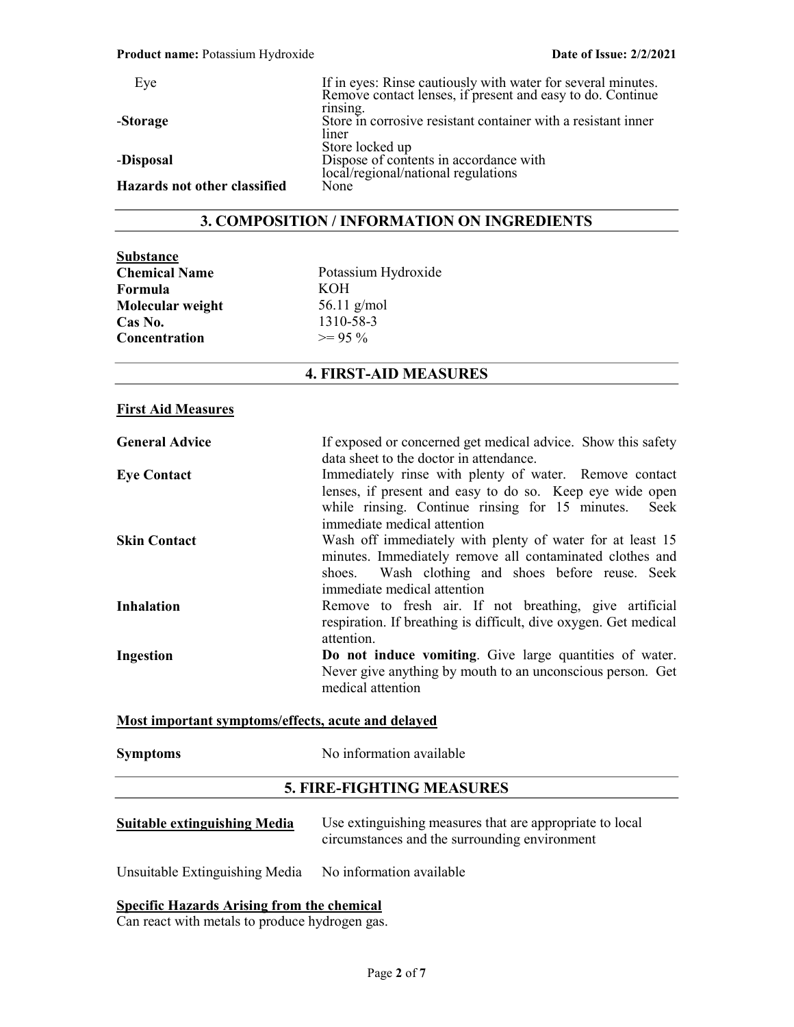| | |
|---|---|
| Eye | If in eyes: Rinse cautiously with water for several minutes. Remove contact lenses, if present and easy to do. Continue rinsing. |
| **-Storage** | Store in corrosive resistant container with a resistant inner liner<br>Store locked up |
| **-Disposal** | Dispose of contents in accordance with local/regional/national regulations |
| **Hazards not other classified** | None |

## 3. COMPOSITION / INFORMATION ON INGREDIENTS

**Substance**

| | |
|---|---|
| **Chemical Name** | Potassium Hydroxide |
| **Formula** | KOH |
| **Molecular weight** | 56.11 g/mol |
| **Cas No.** | 1310-58-3 |
| **Concentration** | >= 95 % |

## 4. FIRST-AID MEASURES

**First Aid Measures**

| | |
|---|---|
| **General Advice** | If exposed or concerned get medical advice. Show this safety data sheet to the doctor in attendance. |
| **Eye Contact** | Immediately rinse with plenty of water. Remove contact lenses, if present and easy to do so. Keep eye wide open while rinsing. Continue rinsing for 15 minutes. Seek immediate medical attention |
| **Skin Contact** | Wash off immediately with plenty of water for at least 15 minutes. Immediately remove all contaminated clothes and shoes. Wash clothing and shoes before reuse. Seek immediate medical attention |
| **Inhalation** | Remove to fresh air. If not breathing, give artificial respiration. If breathing is difficult, dive oxygen. Get medical attention. |
| **Ingestion** | **Do not induce vomiting**. Give large quantities of water. Never give anything by mouth to an unconscious person. Get medical attention |

**Most important symptoms/effects, acute and delayed**

| | |
|---|---|
| **Symptoms** | No information available |

## 5. FIRE-FIGHTING MEASURES

| | |
|---|---|
| **Suitable extinguishing Media** | Use extinguishing measures that are appropriate to local circumstances and the surrounding environment |
| Unsuitable Extinguishing Media | No information available |

**Specific Hazards Arising from the chemical**

Can react with metals to produce hydrogen gas.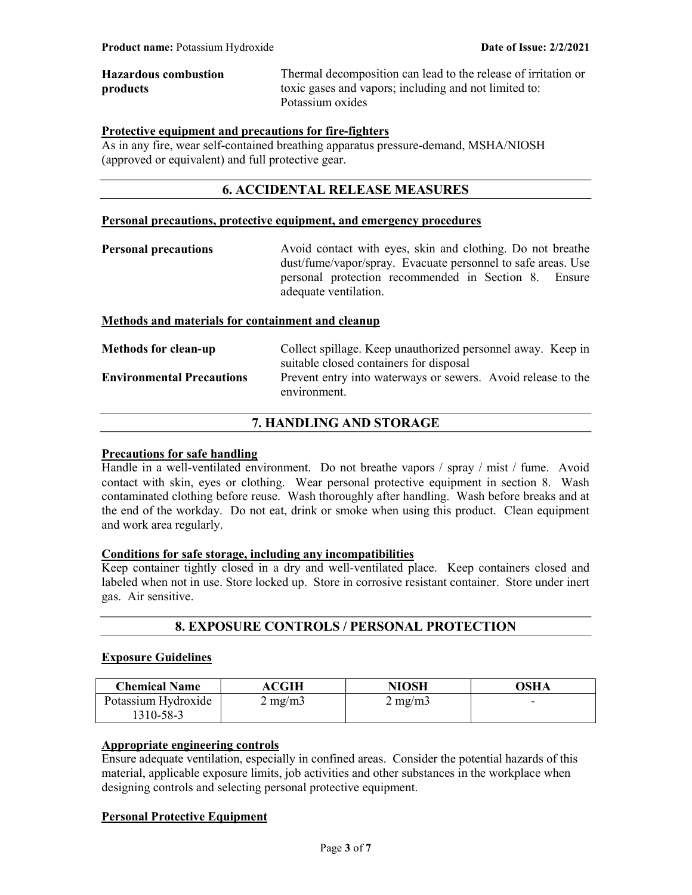**Hazardous combustion products** Thermal decomposition can lead to the release of irritation or toxic gases and vapors; including and not limited to: Potassium oxides

**Protective equipment and precautions for fire-fighters**

As in any fire, wear self-contained breathing apparatus pressure-demand, MSHA/NIOSH (approved or equivalent) and full protective gear.

## 6. ACCIDENTAL RELEASE MEASURES

**Personal precautions, protective equipment, and emergency procedures**

**Personal precautions** Avoid contact with eyes, skin and clothing. Do not breathe dust/fume/vapor/spray. Evacuate personnel to safe areas. Use personal protection recommended in Section 8. Ensure adequate ventilation.

**Methods and materials for containment and cleanup**

**Methods for clean-up** Collect spillage. Keep unauthorized personnel away. Keep in suitable closed containers for disposal

**Environmental Precautions** Prevent entry into waterways or sewers. Avoid release to the environment.

## 7. HANDLING AND STORAGE

**Precautions for safe handling**

Handle in a well-ventilated environment. Do not breathe vapors / spray / mist / fume. Avoid contact with skin, eyes or clothing. Wear personal protective equipment in section 8. Wash contaminated clothing before reuse. Wash thoroughly after handling. Wash before breaks and at the end of the workday. Do not eat, drink or smoke when using this product. Clean equipment and work area regularly.

**Conditions for safe storage, including any incompatibilities**

Keep container tightly closed in a dry and well-ventilated place. Keep containers closed and labeled when not in use. Store locked up. Store in corrosive resistant container. Store under inert gas. Air sensitive.

## 8. EXPOSURE CONTROLS / PERSONAL PROTECTION

**Exposure Guidelines**

| Chemical Name | ACGIH | NIOSH | OSHA |
|---|---|---|---|
| Potassium Hydroxide 1310-58-3 | 2 mg/m3 | 2 mg/m3 | - |

**Appropriate engineering controls**

Ensure adequate ventilation, especially in confined areas. Consider the potential hazards of this material, applicable exposure limits, job activities and other substances in the workplace when designing controls and selecting personal protective equipment.

**Personal Protective Equipment**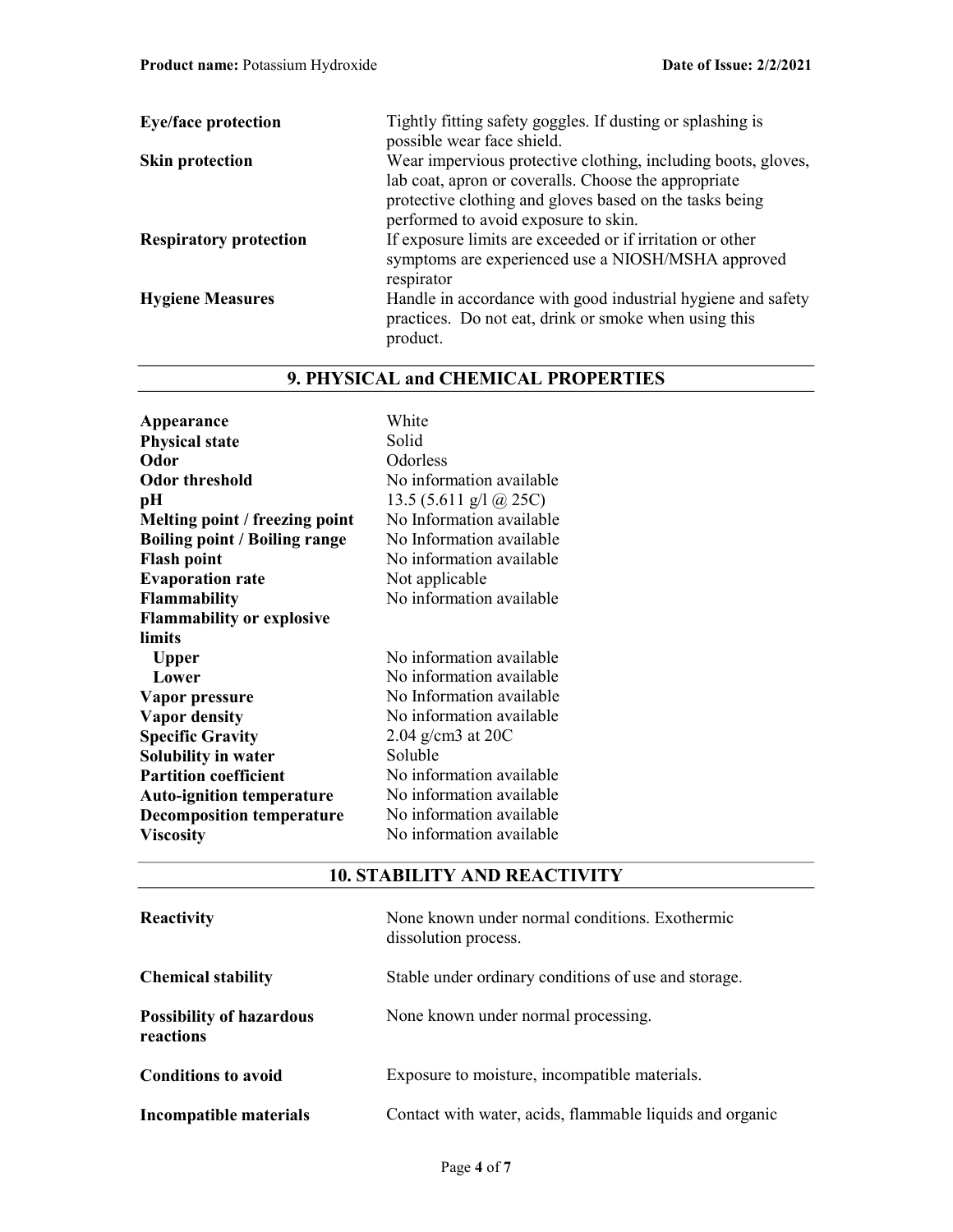| | |
|---|---|
| **Eye/face protection** | Tightly fitting safety goggles. If dusting or splashing is possible wear face shield. |
| **Skin protection** | Wear impervious protective clothing, including boots, gloves, lab coat, apron or coveralls. Choose the appropriate protective clothing and gloves based on the tasks being performed to avoid exposure to skin. |
| **Respiratory protection** | If exposure limits are exceeded or if irritation or other symptoms are experienced use a NIOSH/MSHA approved respirator |
| **Hygiene Measures** | Handle in accordance with good industrial hygiene and safety practices. Do not eat, drink or smoke when using this product. |

## 9. PHYSICAL and CHEMICAL PROPERTIES

| | |
|---|---|
| **Appearance** | White |
| **Physical state** | Solid |
| **Odor** | Odorless |
| **Odor threshold** | No information available |
| **pH** | 13.5 (5.611 g/l @ 25C) |
| **Melting point / freezing point** | No Information available |
| **Boiling point / Boiling range** | No Information available |
| **Flash point** | No information available |
| **Evaporation rate** | Not applicable |
| **Flammability** | No information available |
| **Flammability or explosive limits** | |
| **Upper** | No information available |
| **Lower** | No information available |
| **Vapor pressure** | No Information available |
| **Vapor density** | No information available |
| **Specific Gravity** | 2.04 g/cm3 at 20C |
| **Solubility in water** | Soluble |
| **Partition coefficient** | No information available |
| **Auto-ignition temperature** | No information available |
| **Decomposition temperature** | No information available |
| **Viscosity** | No information available |

## 10. STABILITY AND REACTIVITY

| | |
|---|---|
| **Reactivity** | None known under normal conditions. Exothermic dissolution process. |
| **Chemical stability** | Stable under ordinary conditions of use and storage. |
| **Possibility of hazardous reactions** | None known under normal processing. |
| **Conditions to avoid** | Exposure to moisture, incompatible materials. |
| **Incompatible materials** | Contact with water, acids, flammable liquids and organic |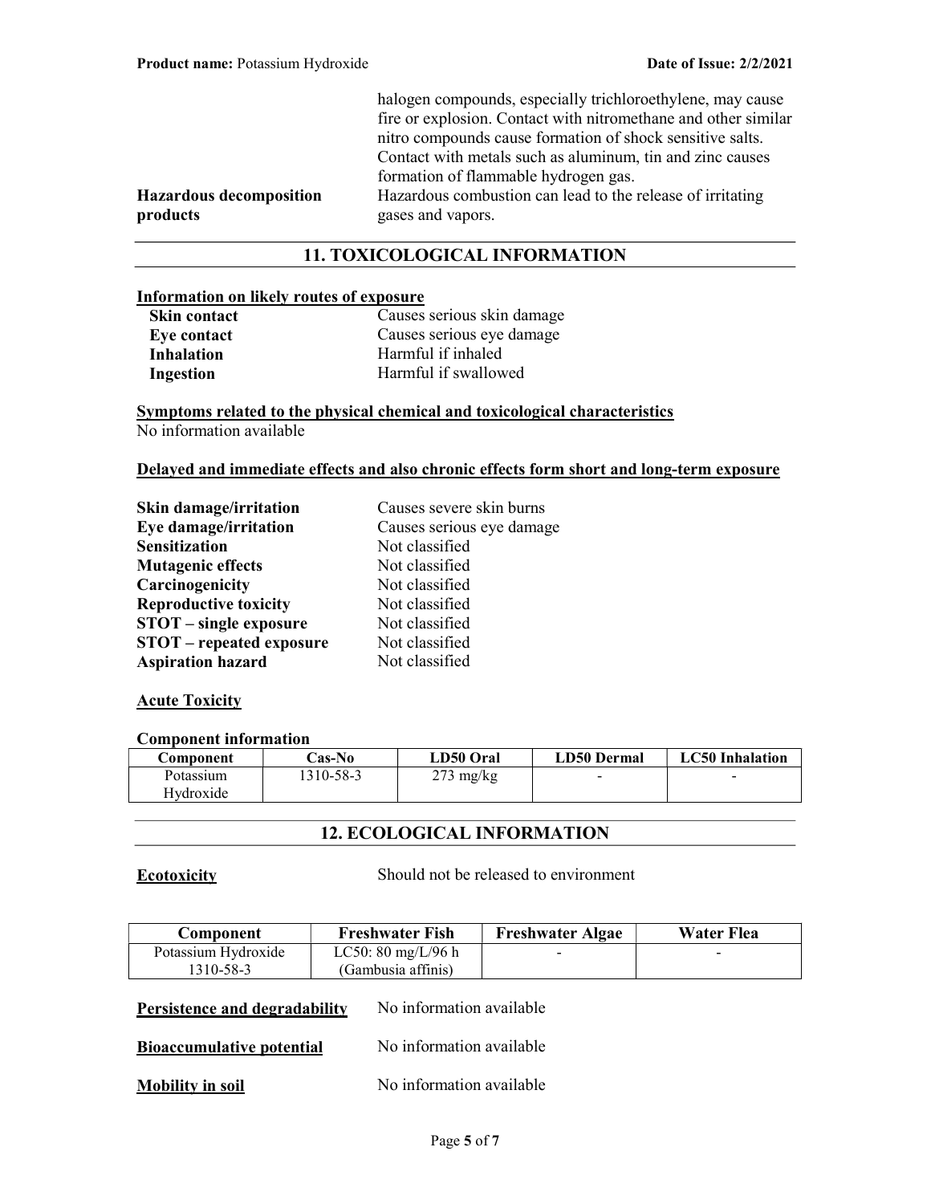halogen compounds, especially trichloroethylene, may cause fire or explosion. Contact with nitromethane and other similar nitro compounds cause formation of shock sensitive salts. Contact with metals such as aluminum, tin and zinc causes formation of flammable hydrogen gas.

**Hazardous decomposition products** Hazardous combustion can lead to the release of irritating gases and vapors.

## 11. TOXICOLOGICAL INFORMATION

**Information on likely routes of exposure**

| | |
|---|---|
| **Skin contact** | Causes serious skin damage |
| **Eye contact** | Causes serious eye damage |
| **Inhalation** | Harmful if inhaled |
| **Ingestion** | Harmful if swallowed |

**Symptoms related to the physical chemical and toxicological characteristics**

No information available

**Delayed and immediate effects and also chronic effects form short and long-term exposure**

| | |
|---|---|
| **Skin damage/irritation** | Causes severe skin burns |
| **Eye damage/irritation** | Causes serious eye damage |
| **Sensitization** | Not classified |
| **Mutagenic effects** | Not classified |
| **Carcinogenicity** | Not classified |
| **Reproductive toxicity** | Not classified |
| **STOT – single exposure** | Not classified |
| **STOT – repeated exposure** | Not classified |
| **Aspiration hazard** | Not classified |

**Acute Toxicity**

**Component information**

| Component | Cas-No | LD50 Oral | LD50 Dermal | LC50 Inhalation |
|---|---|---|---|---|
| Potassium Hydroxide | 1310-58-3 | 273 mg/kg | - | - |

## 12. ECOLOGICAL INFORMATION

**Ecotoxicity** Should not be released to environment

| Component | Freshwater Fish | Freshwater Algae | Water Flea |
|---|---|---|---|
| Potassium Hydroxide 1310-58-3 | LC50: 80 mg/L/96 h (Gambusia affinis) | - | - |

**Persistence and degradability** No information available

**Bioaccumulative potential** No information available

**Mobility in soil** No information available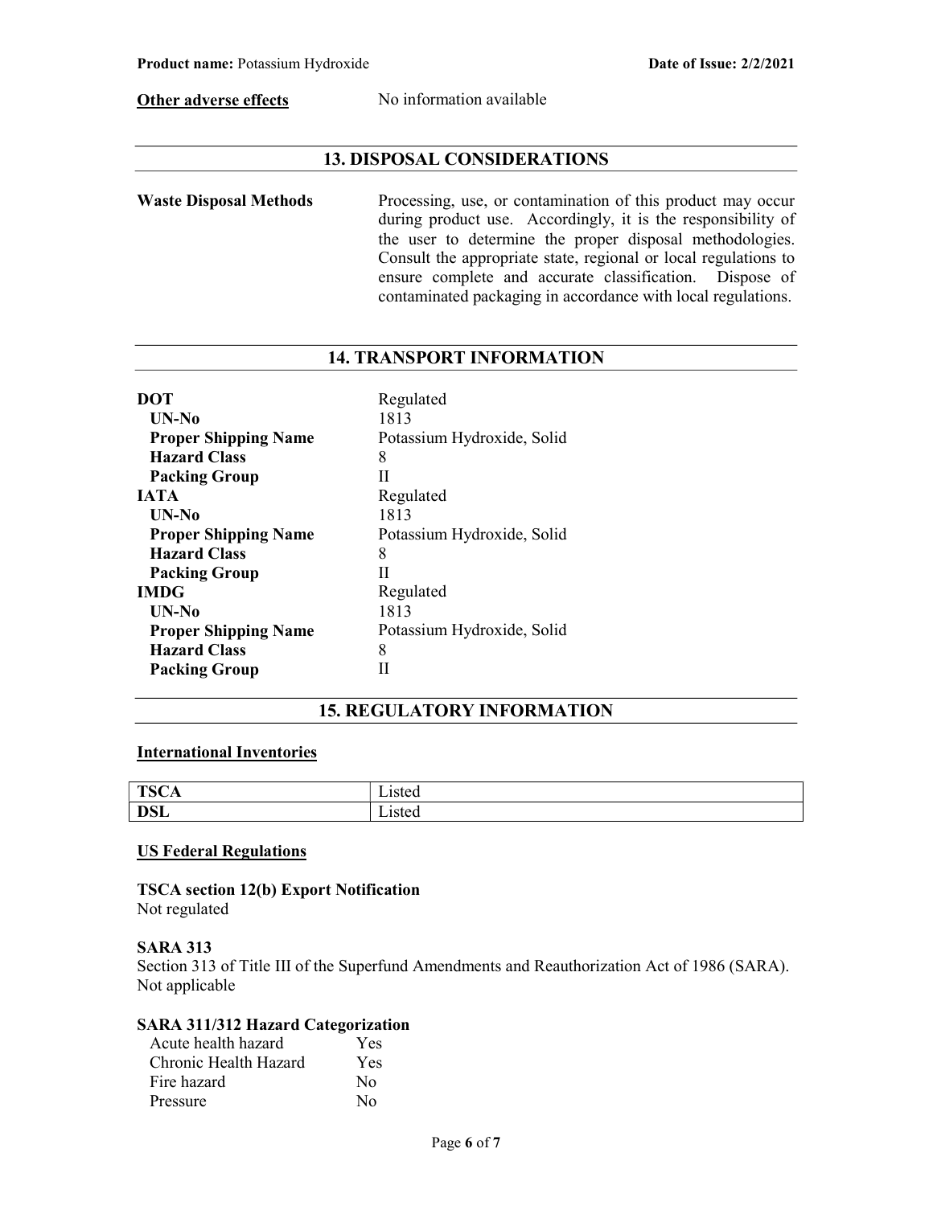**Other adverse effects** No information available

## 13. DISPOSAL CONSIDERATIONS

**Waste Disposal Methods** Processing, use, or contamination of this product may occur during product use. Accordingly, it is the responsibility of the user to determine the proper disposal methodologies. Consult the appropriate state, regional or local regulations to ensure complete and accurate classification. Dispose of contaminated packaging in accordance with local regulations.

## 14. TRANSPORT INFORMATION

| | |
|---|---|
| **DOT** | Regulated |
| **UN-No** | 1813 |
| **Proper Shipping Name** | Potassium Hydroxide, Solid |
| **Hazard Class** | 8 |
| **Packing Group** | II |
| **IATA** | Regulated |
| **UN-No** | 1813 |
| **Proper Shipping Name** | Potassium Hydroxide, Solid |
| **Hazard Class** | 8 |
| **Packing Group** | II |
| **IMDG** | Regulated |
| **UN-No** | 1813 |
| **Proper Shipping Name** | Potassium Hydroxide, Solid |
| **Hazard Class** | 8 |
| **Packing Group** | II |

## 15. REGULATORY INFORMATION

**International Inventories**

| | |
|---|---|
| **TSCA** | Listed |
| **DSL** | Listed |

**US Federal Regulations**

**TSCA section 12(b) Export Notification**
Not regulated

**SARA 313**
Section 313 of Title III of the Superfund Amendments and Reauthorization Act of 1986 (SARA).
Not applicable

**SARA 311/312 Hazard Categorization**

| | |
|---|---|
| Acute health hazard | Yes |
| Chronic Health Hazard | Yes |
| Fire hazard | No |
| Pressure | No |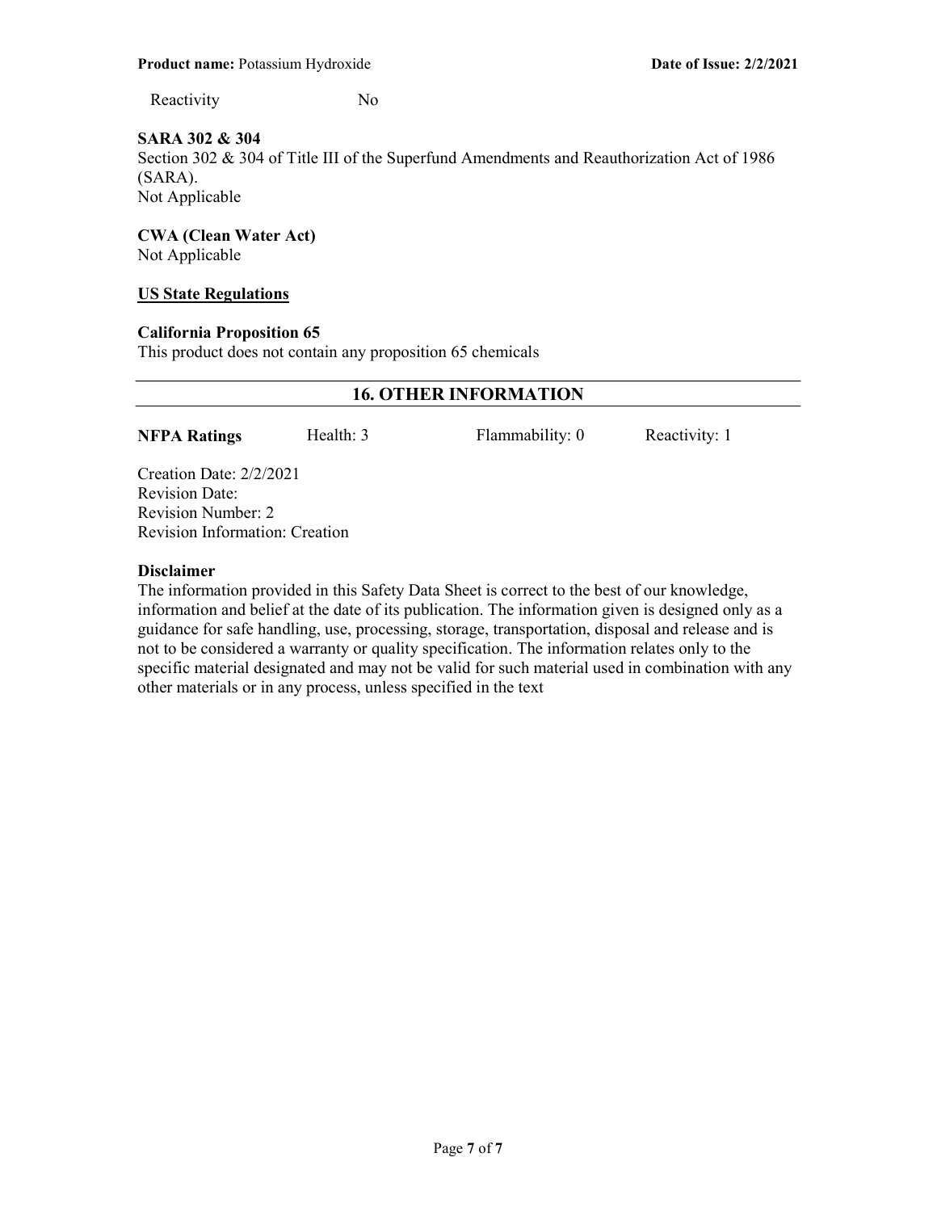Reactivity No

**SARA 302 & 304**

Section 302 & 304 of Title III of the Superfund Amendments and Reauthorization Act of 1986 (SARA).
Not Applicable

**CWA (Clean Water Act)**

Not Applicable

**US State Regulations**

**California Proposition 65**

This product does not contain any proposition 65 chemicals

## 16. OTHER INFORMATION

**NFPA Ratings** Health: 3 Flammability: 0 Reactivity: 1

Creation Date: 2/2/2021
Revision Date:
Revision Number: 2
Revision Information: Creation

**Disclaimer**

The information provided in this Safety Data Sheet is correct to the best of our knowledge, information and belief at the date of its publication. The information given is designed only as a guidance for safe handling, use, processing, storage, transportation, disposal and release and is not to be considered a warranty or quality specification. The information relates only to the specific material designated and may not be valid for such material used in combination with any other materials or in any process, unless specified in the text